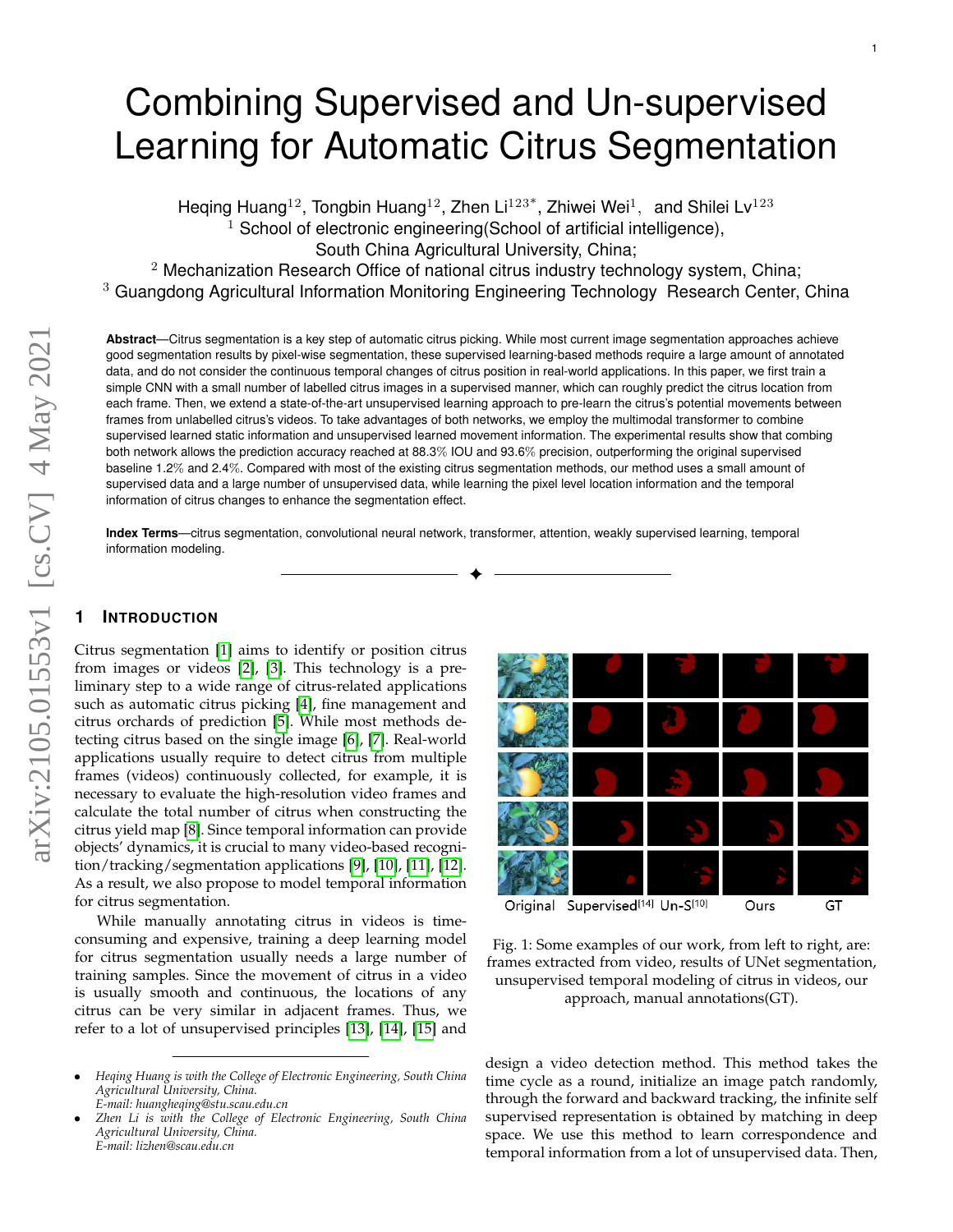# Combining Supervised and Un-supervised Learning for Automatic Citrus Segmentation

Heqing Huang[12], Tongbin Huang[12], Zhen Li[123*], Zhiwei Wei[1], and Shilei Lv[123]

[1] School of electronic engineering(School of artificial intelligence), South China Agricultural University, China;

[2] Mechanization Research Office of national citrus industry technology system, China;

[3] Guangdong Agricultural Information Monitoring Engineering Technology Research Center, China

**Abstract**—Citrus segmentation is a key step of automatic citrus picking. While most current image segmentation approaches achieve good segmentation results by pixel-wise segmentation, these supervised learning-based methods require a large amount of annotated data, and do not consider the continuous temporal changes of citrus position in real-world applications. In this paper, we first train a simple CNN with a small number of labelled citrus images in a supervised manner, which can roughly predict the citrus location from each frame. Then, we extend a state-of-the-art unsupervised learning approach to pre-learn the citrus's potential movements between frames from unlabelled citrus's videos. To take advantages of both networks, we employ the multimodal transformer to combine supervised learned static information and unsupervised learned movement information. The experimental results show that combing both network allows the prediction accuracy reached at 88.3% IOU and 93.6% precision, outperforming the original supervised baseline 1.2% and 2.4%. Compared with most of the existing citrus segmentation methods, our method uses a small amount of supervised data and a large number of unsupervised data, while learning the pixel level location information and the temporal information of citrus changes to enhance the segmentation effect.

**Index Terms**—citrus segmentation, convolutional neural network, transformer, attention, weakly supervised learning, temporal information modeling.

## 1 Introduction

Citrus segmentation [1] aims to identify or position citrus from images or videos [2], [3]. This technology is a preliminary step to a wide range of citrus-related applications such as automatic citrus picking [4], fine management and citrus orchards of prediction [5]. While most methods detecting citrus based on the single image [6], [7]. Real-world applications usually require to detect citrus from multiple frames (videos) continuously collected, for example, it is necessary to evaluate the high-resolution video frames and calculate the total number of citrus when constructing the citrus yield map [8]. Since temporal information can provide objects' dynamics, it is crucial to many video-based recognition/tracking/segmentation applications [9], [10], [11], [12]. As a result, we also propose to model temporal information for citrus segmentation.

While manually annotating citrus in videos is time-consuming and expensive, training a deep learning model for citrus segmentation usually needs a large number of training samples. Since the movement of citrus in a video is usually smooth and continuous, the locations of any citrus can be very similar in adjacent frames. Thus, we refer to a lot of unsupervised principles [13], [14], [15] and design a video detection method. This method takes the time cycle as a round, initialize an image patch randomly, through the forward and backward tracking, the infinite self supervised representation is obtained by matching in deep space. We use this method to learn correspondence and temporal information from a lot of unsupervised data. Then,

Original | Supervised[14] | Un-S[10] | Ours | GT

Fig. 1: Some examples of our work, from left to right, are: frames extracted from video, results of UNet segmentation, unsupervised temporal modeling of citrus in videos, our approach, manual annotations(GT).

- *Heqing Huang is with the College of Electronic Engineering, South China Agricultural University, China.*
  *E-mail: huangheqing@stu.scau.edu.cn*
- *Zhen Li is with the College of Electronic Engineering, South China Agricultural University, China.*
  *E-mail: lizhen@scau.edu.cn*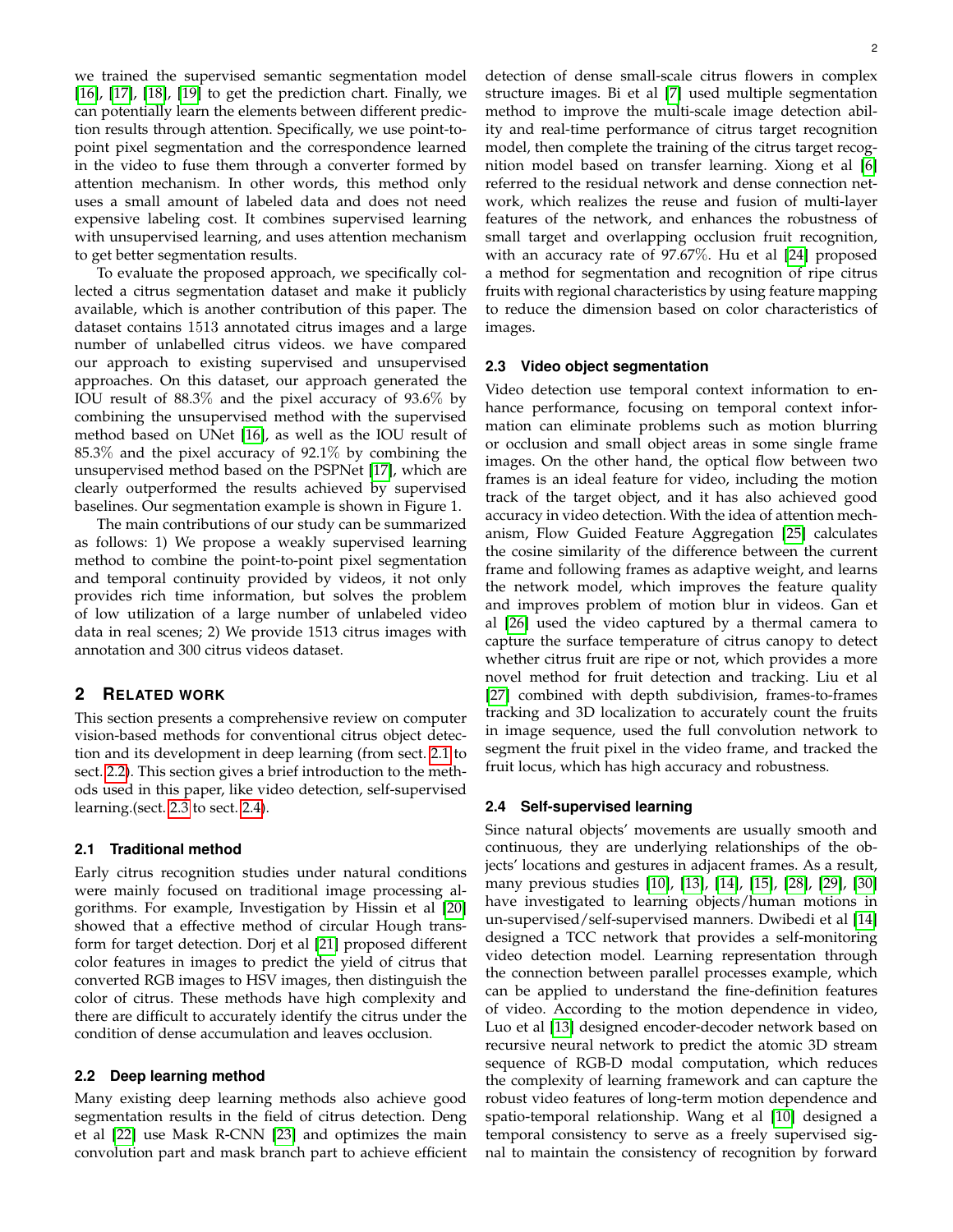we trained the supervised semantic segmentation model [16], [17], [18], [19] to get the prediction chart. Finally, we can potentially learn the elements between different prediction results through attention. Specifically, we use point-to-point pixel segmentation and the correspondence learned in the video to fuse them through a converter formed by attention mechanism. In other words, this method only uses a small amount of labeled data and does not need expensive labeling cost. It combines supervised learning with unsupervised learning, and uses attention mechanism to get better segmentation results.

To evaluate the proposed approach, we specifically collected a citrus segmentation dataset and make it publicly available, which is another contribution of this paper. The dataset contains 1513 annotated citrus images and a large number of unlabelled citrus videos. we have compared our approach to existing supervised and unsupervised approaches. On this dataset, our approach generated the IOU result of 88.3% and the pixel accuracy of 93.6% by combining the unsupervised method with the supervised method based on UNet [16], as well as the IOU result of 85.3% and the pixel accuracy of 92.1% by combining the unsupervised method based on the PSPNet [17], which are clearly outperformed the results achieved by supervised baselines. Our segmentation example is shown in Figure 1.

The main contributions of our study can be summarized as follows: 1) We propose a weakly supervised learning method to combine the point-to-point pixel segmentation and temporal continuity provided by videos, it not only provides rich time information, but solves the problem of low utilization of a large number of unlabeled video data in real scenes; 2) We provide 1513 citrus images with annotation and 300 citrus videos dataset.

## 2 Related Work

This section presents a comprehensive review on computer vision-based methods for conventional citrus object detection and its development in deep learning (from sect. 2.1 to sect. 2.2). This section gives a brief introduction to the methods used in this paper, like video detection, self-supervised learning.(sect. 2.3 to sect. 2.4).

### 2.1 Traditional method

Early citrus recognition studies under natural conditions were mainly focused on traditional image processing algorithms. For example, Investigation by Hissin et al [20] showed that a effective method of circular Hough transform for target detection. Dorj et al [21] proposed different color features in images to predict the yield of citrus that converted RGB images to HSV images, then distinguish the color of citrus. These methods have high complexity and there are difficult to accurately identify the citrus under the condition of dense accumulation and leaves occlusion.

### 2.2 Deep learning method

Many existing deep learning methods also achieve good segmentation results in the field of citrus detection. Deng et al [22] use Mask R-CNN [23] and optimizes the main convolution part and mask branch part to achieve efficient detection of dense small-scale citrus flowers in complex structure images. Bi et al [7] used multiple segmentation method to improve the multi-scale image detection ability and real-time performance of citrus target recognition model, then complete the training of the citrus target recognition model based on transfer learning. Xiong et al [6] referred to the residual network and dense connection network, which realizes the reuse and fusion of multi-layer features of the network, and enhances the robustness of small target and overlapping occlusion fruit recognition, with an accuracy rate of 97.67%. Hu et al [24] proposed a method for segmentation and recognition of ripe citrus fruits with regional characteristics by using feature mapping to reduce the dimension based on color characteristics of images.

### 2.3 Video object segmentation

Video detection use temporal context information to enhance performance, focusing on temporal context information can eliminate problems such as motion blurring or occlusion and small object areas in some single frame images. On the other hand, the optical flow between two frames is an ideal feature for video, including the motion track of the target object, and it has also achieved good accuracy in video detection. With the idea of attention mechanism, Flow Guided Feature Aggregation [25] calculates the cosine similarity of the difference between the current frame and following frames as adaptive weight, and learns the network model, which improves the feature quality and improves problem of motion blur in videos. Gan et al [26] used the video captured by a thermal camera to capture the surface temperature of citrus canopy to detect whether citrus fruit are ripe or not, which provides a more novel method for fruit detection and tracking. Liu et al [27] combined with depth subdivision, frames-to-frames tracking and 3D localization to accurately count the fruits in image sequence, used the full convolution network to segment the fruit pixel in the video frame, and tracked the fruit locus, which has high accuracy and robustness.

### 2.4 Self-supervised learning

Since natural objects' movements are usually smooth and continuous, they are underlying relationships of the objects' locations and gestures in adjacent frames. As a result, many previous studies [10], [13], [14], [15], [28], [29], [30] have investigated to learning objects/human motions in un-supervised/self-supervised manners. Dwibedi et al [14] designed a TCC network that provides a self-monitoring video detection model. Learning representation through the connection between parallel processes example, which can be applied to understand the fine-definition features of video. According to the motion dependence in video, Luo et al [13] designed encoder-decoder network based on recursive neural network to predict the atomic 3D stream sequence of RGB-D modal computation, which reduces the complexity of learning framework and can capture the robust video features of long-term motion dependence and spatio-temporal relationship. Wang et al [10] designed a temporal consistency to serve as a freely supervised signal to maintain the consistency of recognition by forward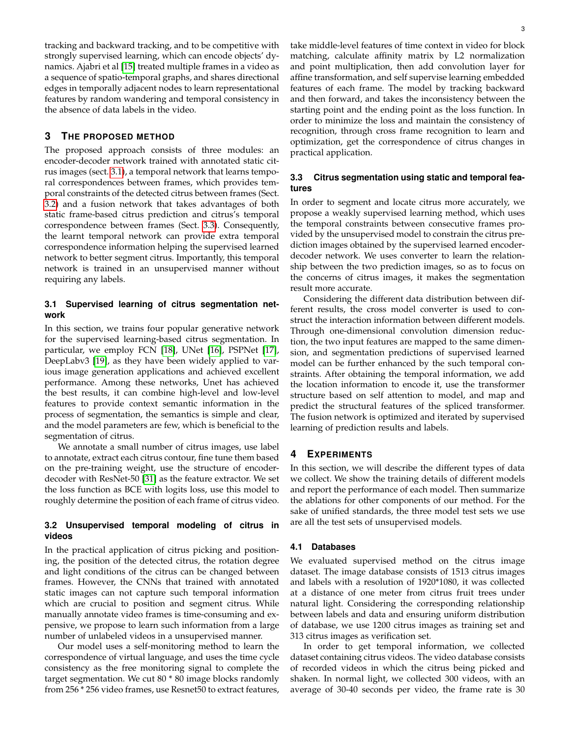tracking and backward tracking, and to be competitive with strongly supervised learning, which can encode objects' dynamics. Ajabri et al [15] treated multiple frames in a video as a sequence of spatio-temporal graphs, and shares directional edges in temporally adjacent nodes to learn representational features by random wandering and temporal consistency in the absence of data labels in the video.

## 3 The Proposed Method

The proposed approach consists of three modules: an encoder-decoder network trained with annotated static citrus images (sect. 3.1), a temporal network that learns temporal correspondences between frames, which provides temporal constraints of the detected citrus between frames (Sect. 3.2) and a fusion network that takes advantages of both static frame-based citrus prediction and citrus's temporal correspondence between frames (Sect. 3.3). Consequently, the learnt temporal network can provide extra temporal correspondence information helping the supervised learned network to better segment citrus. Importantly, this temporal network is trained in an unsupervised manner without requiring any labels.

### 3.1 Supervised learning of citrus segmentation network

In this section, we trains four popular generative network for the supervised learning-based citrus segmentation. In particular, we employ FCN [18], UNet [16], PSPNet [17], DeepLabv3 [19], as they have been widely applied to various image generation applications and achieved excellent performance. Among these networks, Unet has achieved the best results, it can combine high-level and low-level features to provide context semantic information in the process of segmentation, the semantics is simple and clear, and the model parameters are few, which is beneficial to the segmentation of citrus.

We annotate a small number of citrus images, use label to annotate, extract each citrus contour, fine tune them based on the pre-training weight, use the structure of encoder-decoder with ResNet-50 [31] as the feature extractor. We set the loss function as BCE with logits loss, use this model to roughly determine the position of each frame of citrus video.

### 3.2 Unsupervised temporal modeling of citrus in videos

In the practical application of citrus picking and positioning, the position of the detected citrus, the rotation degree and light conditions of the citrus can be changed between frames. However, the CNNs that trained with annotated static images can not capture such temporal information which are crucial to position and segment citrus. While manually annotate video frames is time-consuming and expensive, we propose to learn such information from a large number of unlabeled videos in a unsupervised manner.

Our model uses a self-monitoring method to learn the correspondence of virtual language, and uses the time cycle consistency as the free monitoring signal to complete the target segmentation. We cut 80 * 80 image blocks randomly from 256 * 256 video frames, use Resnet50 to extract features, take middle-level features of time context in video for block matching, calculate affinity matrix by L2 normalization and point multiplication, then add convolution layer for affine transformation, and self supervise learning embedded features of each frame. The model by tracking backward and then forward, and takes the inconsistency between the starting point and the ending point as the loss function. In order to minimize the loss and maintain the consistency of recognition, through cross frame recognition to learn and optimization, get the correspondence of citrus changes in practical application.

### 3.3 Citrus segmentation using static and temporal features

In order to segment and locate citrus more accurately, we propose a weakly supervised learning method, which uses the temporal constraints between consecutive frames provided by the unsupervised model to constrain the citrus prediction images obtained by the supervised learned encoder-decoder network. We uses converter to learn the relationship between the two prediction images, so as to focus on the concerns of citrus images, it makes the segmentation result more accurate.

Considering the different data distribution between different results, the cross model converter is used to construct the interaction information between different models. Through one-dimensional convolution dimension reduction, the two input features are mapped to the same dimension, and segmentation predictions of supervised learned model can be further enhanced by the such temporal constraints. After obtaining the temporal information, we add the location information to encode it, use the transformer structure based on self attention to model, and map and predict the structural features of the spliced transformer. The fusion network is optimized and iterated by supervised learning of prediction results and labels.

## 4 Experiments

In this section, we will describe the different types of data we collect. We show the training details of different models and report the performance of each model. Then summarize the ablations for other components of our method. For the sake of unified standards, the three model test sets we use are all the test sets of unsupervised models.

### 4.1 Databases

We evaluated supervised method on the citrus image dataset. The image database consists of 1513 citrus images and labels with a resolution of 1920*1080, it was collected at a distance of one meter from citrus fruit trees under natural light. Considering the corresponding relationship between labels and data and ensuring uniform distribution of database, we use 1200 citrus images as training set and 313 citrus images as verification set.

In order to get temporal information, we collected dataset containing citrus videos. The video database consists of recorded videos in which the citrus being picked and shaken. In normal light, we collected 300 videos, with an average of 30-40 seconds per video, the frame rate is 30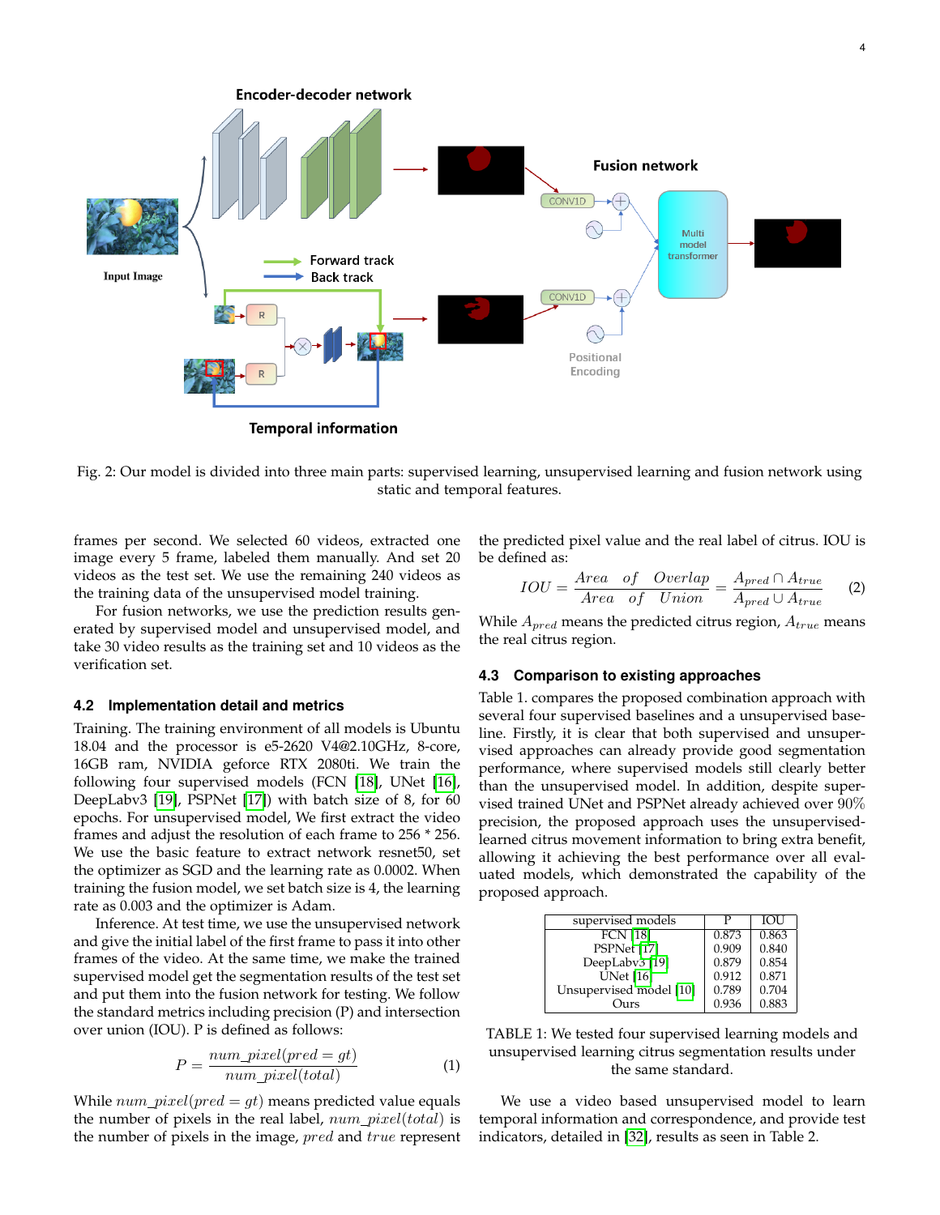Fig. 2: Our model is divided into three main parts: supervised learning, unsupervised learning and fusion network using static and temporal features.

frames per second. We selected 60 videos, extracted one image every 5 frame, labeled them manually. And set 20 videos as the test set. We use the remaining 240 videos as the training data of the unsupervised model training.

For fusion networks, we use the prediction results generated by supervised model and unsupervised model, and take 30 video results as the training set and 10 videos as the verification set.

### 4.2 Implementation detail and metrics

Training. The training environment of all models is Ubuntu 18.04 and the processor is e5-2620 V4@2.10GHz, 8-core, 16GB ram, NVIDIA geforce RTX 2080ti. We train the following four supervised models (FCN [18], UNet [16], DeepLabv3 [19], PSPNet [17]) with batch size of 8, for 60 epochs. For unsupervised model, We first extract the video frames and adjust the resolution of each frame to 256 * 256. We use the basic feature to extract network resnet50, set the optimizer as SGD and the learning rate as 0.0002. When training the fusion model, we set batch size is 4, the learning rate as 0.003 and the optimizer is Adam.

Inference. At test time, we use the unsupervised network and give the initial label of the first frame to pass it into other frames of the video. At the same time, we make the trained supervised model get the segmentation results of the test set and put them into the fusion network for testing. We follow the standard metrics including precision (P) and intersection over union (IOU). P is defined as follows:

$$P = \frac{num\_pixel(pred = gt)}{num\_pixel(total)} \tag{1}$$

While $num\_pixel(pred = gt)$ means predicted value equals the number of pixels in the real label, $num\_pixel(total)$ is the number of pixels in the image, $pred$ and $true$ represent the predicted pixel value and the real label of citrus. IOU is be defined as:

$$IOU = \frac{Area \quad of \quad Overlap}{Area \quad of \quad Union} = \frac{A_{pred} \cap A_{true}}{A_{pred} \cup A_{true}} \tag{2}$$

While $A_{pred}$ means the predicted citrus region, $A_{true}$ means the real citrus region.

### 4.3 Comparison to existing approaches

Table 1. compares the proposed combination approach with several four supervised baselines and a unsupervised baseline. Firstly, it is clear that both supervised and unsupervised approaches can already provide good segmentation performance, where supervised models still clearly better than the unsupervised model. In addition, despite supervised trained UNet and PSPNet already achieved over 90% precision, the proposed approach uses the unsupervised-learned citrus movement information to bring extra benefit, allowing it achieving the best performance over all evaluated models, which demonstrated the capability of the proposed approach.

| supervised models | P | IOU |
|---|---|---|
| FCN [18] | 0.873 | 0.863 |
| PSPNet [17] | 0.909 | 0.840 |
| DeepLabv3 [19] | 0.879 | 0.854 |
| UNet [16] | 0.912 | 0.871 |
| Unsupervised model [10] | 0.789 | 0.704 |
| Ours | 0.936 | 0.883 |

TABLE 1: We tested four supervised learning models and unsupervised learning citrus segmentation results under the same standard.

We use a video based unsupervised model to learn temporal information and correspondence, and provide test indicators, detailed in [32], results as seen in Table 2.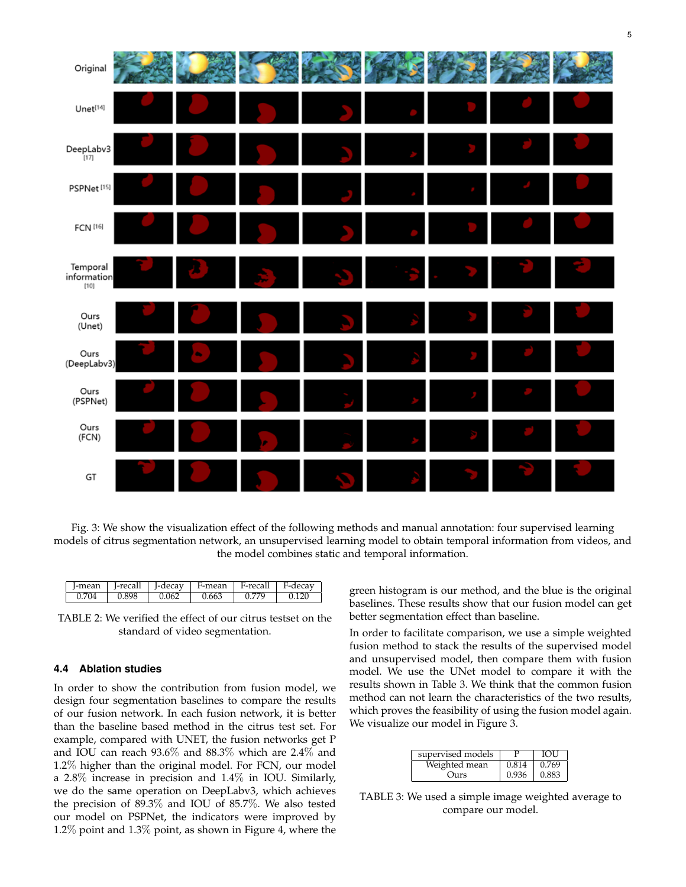Fig. 3: We show the visualization effect of the following methods and manual annotation: four supervised learning models of citrus segmentation network, an unsupervised learning model to obtain temporal information from videos, and the model combines static and temporal information.

| J-mean | J-recall | J-decay | F-mean | F-recall | F-decay |
|---|---|---|---|---|---|
| 0.704 | 0.898 | 0.062 | 0.663 | 0.779 | 0.120 |

TABLE 2: We verified the effect of our citrus testset on the standard of video segmentation.

### 4.4 Ablation studies

In order to show the contribution from fusion model, we design four segmentation baselines to compare the results of our fusion network. In each fusion network, it is better than the baseline based method in the citrus test set. For example, compared with UNET, the fusion networks get P and IOU can reach 93.6% and 88.3% which are 2.4% and 1.2% higher than the original model. For FCN, our model a 2.8% increase in precision and 1.4% in IOU. Similarly, we do the same operation on DeepLabv3, which achieves the precision of 89.3% and IOU of 85.7%. We also tested our model on PSPNet, the indicators were improved by 1.2% point and 1.3% point, as shown in Figure 4, where the green histogram is our method, and the blue is the original baselines. These results show that our fusion model can get better segmentation effect than baseline.

In order to facilitate comparison, we use a simple weighted fusion method to stack the results of the supervised model and unsupervised model, then compare them with fusion model. We use the UNet model to compare it with the results shown in Table 3. We think that the common fusion method can not learn the characteristics of the two results, which proves the feasibility of using the fusion model again. We visualize our model in Figure 3.

| supervised models | P | IOU |
|---|---|---|
| Weighted mean | 0.814 | 0.769 |
| Ours | 0.936 | 0.883 |

TABLE 3: We used a simple image weighted average to compare our model.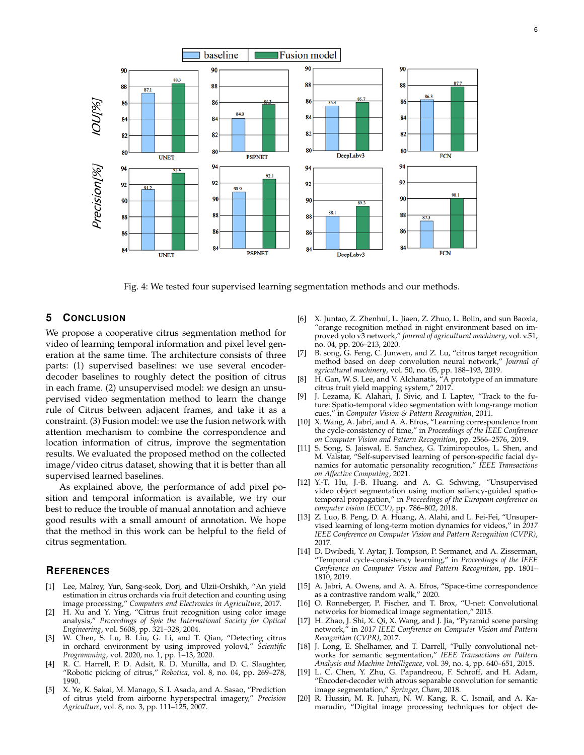Fig. 4: We tested four supervised learning segmentation methods and our methods.

## 5 Conclusion

We propose a cooperative citrus segmentation method for video of learning temporal information and pixel level generation at the same time. The architecture consists of three parts: (1) supervised baselines: we use several encoder-decoder baselines to roughly detect the position of citrus in each frame. (2) unsupervised model: we design an unsupervised video segmentation method to learn the change rule of Citrus between adjacent frames, and take it as a constraint. (3) Fusion model: we use the fusion network with attention mechanism to combine the correspondence and location information of citrus, improve the segmentation results. We evaluated the proposed method on the collected image/video citrus dataset, showing that it is better than all supervised learned baselines.

As explained above, the performance of add pixel position and temporal information is available, we try our best to reduce the trouble of manual annotation and achieve good results with a small amount of annotation. We hope that the method in this work can be helpful to the field of citrus segmentation.

## References

[1] Lee, Malrey, Yun, Sang-seok, Dorj, and Ulzii-Orshikh, "An yield estimation in citrus orchards via fruit detection and counting using image processing," *Computers and Electronics in Agriculture*, 2017.

[2] H. Xu and Y. Ying, "Citrus fruit recognition using color image analysis," *Proceedings of Spie the International Society for Optical Engineering*, vol. 5608, pp. 321–328, 2004.

[3] W. Chen, S. Lu, B. Liu, G. Li, and T. Qian, "Detecting citrus in orchard environment by using improved yolov4," *Scientific Programming*, vol. 2020, no. 1, pp. 1–13, 2020.

[4] R. C. Harrell, P. D. Adsit, R. D. Munilla, and D. C. Slaughter, "Robotic picking of citrus," *Robotica*, vol. 8, no. 04, pp. 269–278, 1990.

[5] X. Ye, K. Sakai, M. Manago, S. I. Asada, and A. Sasao, "Prediction of citrus yield from airborne hyperspectral imagery," *Precision Agriculture*, vol. 8, no. 3, pp. 111–125, 2007.

[6] X. Juntao, Z. Zhenhui, L. Jiaen, Z. Zhuo, L. Bolin, and sun Baoxia, "orange recognition method in night environment based on improved yolo v3 network," *Journal of agricultural machinery*, vol. v.51, no. 04, pp. 206–213, 2020.

[7] B. song, G. Feng, C. Junwen, and Z. Lu, "citrus target recognition method based on deep convolution neural network," *Journal of agricultural machinery*, vol. 50, no. 05, pp. 188–193, 2019.

[8] H. Gan, W. S. Lee, and V. Alchanatis, "A prototype of an immature citrus fruit yield mapping system," 2017.

[9] J. Lezama, K. Alahari, J. Sivic, and I. Laptev, "Track to the future: Spatio-temporal video segmentation with long-range motion cues," in *Computer Vision & Pattern Recognition*, 2011.

[10] X. Wang, A. Jabri, and A. A. Efros, "Learning correspondence from the cycle-consistency of time," in *Proceedings of the IEEE Conference on Computer Vision and Pattern Recognition*, pp. 2566–2576, 2019.

[11] S. Song, S. Jaiswal, E. Sanchez, G. Tzimiropoulos, L. Shen, and M. Valstar, "Self-supervised learning of person-specific facial dynamics for automatic personality recognition," *IEEE Transactions on Affective Computing*, 2021.

[12] Y.-T. Hu, J.-B. Huang, and A. G. Schwing, "Unsupervised video object segmentation using motion saliency-guided spatio-temporal propagation," in *Proceedings of the European conference on computer vision (ECCV)*, pp. 786–802, 2018.

[13] Z. Luo, B. Peng, D. A. Huang, A. Alahi, and L. Fei-Fei, "Unsupervised learning of long-term motion dynamics for videos," in *2017 IEEE Conference on Computer Vision and Pattern Recognition (CVPR)*, 2017.

[14] D. Dwibedi, Y. Aytar, J. Tompson, P. Sermanet, and A. Zisserman, "Temporal cycle-consistency learning," in *Proceedings of the IEEE Conference on Computer Vision and Pattern Recognition*, pp. 1801–1810, 2019.

[15] A. Jabri, A. Owens, and A. A. Efros, "Space-time correspondence as a contrastive random walk," 2020.

[16] O. Ronneberger, P. Fischer, and T. Brox, "U-net: Convolutional networks for biomedical image segmentation," 2015.

[17] H. Zhao, J. Shi, X. Qi, X. Wang, and J. Jia, "Pyramid scene parsing network," in *2017 IEEE Conference on Computer Vision and Pattern Recognition (CVPR)*, 2017.

[18] J. Long, E. Shelhamer, and T. Darrell, "Fully convolutional networks for semantic segmentation," *IEEE Transactions on Pattern Analysis and Machine Intelligence*, vol. 39, no. 4, pp. 640–651, 2015.

[19] L. C. Chen, Y. Zhu, G. Papandreou, F. Schroff, and H. Adam, "Encoder-decoder with atrous separable convolution for semantic image segmentation," *Springer, Cham*, 2018.

[20] R. Hussin, M. R. Juhari, N. W. Kang, R. C. Ismail, and A. Kamarudin, "Digital image processing techniques for object de-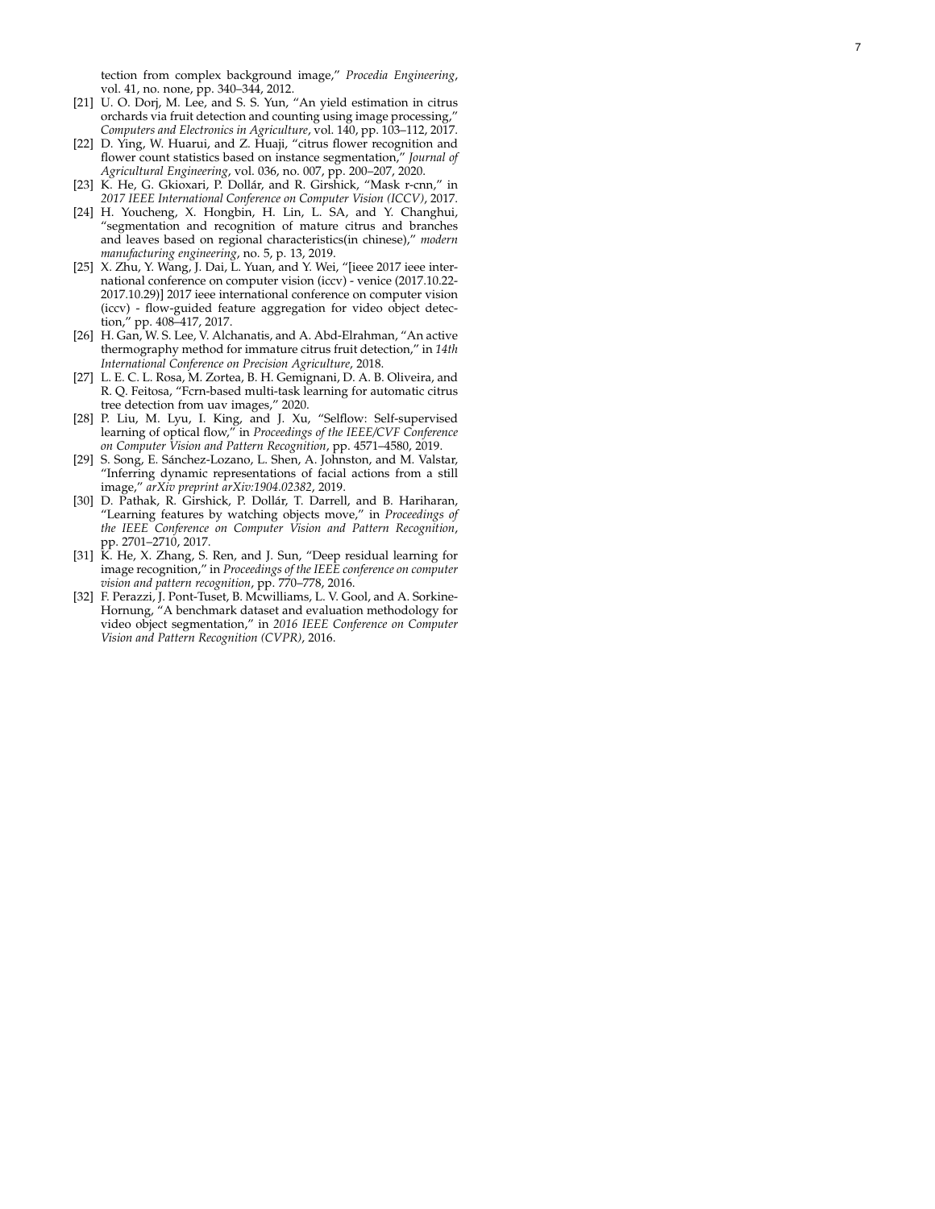tection from complex background image," *Procedia Engineering*, vol. 41, no. none, pp. 340–344, 2012.

[21] U. O. Dorj, M. Lee, and S. S. Yun, "An yield estimation in citrus orchards via fruit detection and counting using image processing," *Computers and Electronics in Agriculture*, vol. 140, pp. 103–112, 2017.

[22] D. Ying, W. Huarui, and Z. Huaji, "citrus flower recognition and flower count statistics based on instance segmentation," *Journal of Agricultural Engineering*, vol. 036, no. 007, pp. 200–207, 2020.

[23] K. He, G. Gkioxari, P. Dollár, and R. Girshick, "Mask r-cnn," in *2017 IEEE International Conference on Computer Vision (ICCV)*, 2017.

[24] H. Youcheng, X. Hongbin, H. Lin, L. SA, and Y. Changhui, "segmentation and recognition of mature citrus and branches and leaves based on regional characteristics(in chinese)," *modern manufacturing engineering*, no. 5, p. 13, 2019.

[25] X. Zhu, Y. Wang, J. Dai, L. Yuan, and Y. Wei, "[ieee 2017 ieee international conference on computer vision (iccv) - venice (2017.10.22-2017.10.29)] 2017 ieee international conference on computer vision (iccv) - flow-guided feature aggregation for video object detection," pp. 408–417, 2017.

[26] H. Gan, W. S. Lee, V. Alchanatis, and A. Abd-Elrahman, "An active thermography method for immature citrus fruit detection," in *14th International Conference on Precision Agriculture*, 2018.

[27] L. E. C. L. Rosa, M. Zortea, B. H. Gemignani, D. A. B. Oliveira, and R. Q. Feitosa, "Fcrn-based multi-task learning for automatic citrus tree detection from uav images," 2020.

[28] P. Liu, M. Lyu, I. King, and J. Xu, "Selflow: Self-supervised learning of optical flow," in *Proceedings of the IEEE/CVF Conference on Computer Vision and Pattern Recognition*, pp. 4571–4580, 2019.

[29] S. Song, E. Sánchez-Lozano, L. Shen, A. Johnston, and M. Valstar, "Inferring dynamic representations of facial actions from a still image," *arXiv preprint arXiv:1904.02382*, 2019.

[30] D. Pathak, R. Girshick, P. Dollár, T. Darrell, and B. Hariharan, "Learning features by watching objects move," in *Proceedings of the IEEE Conference on Computer Vision and Pattern Recognition*, pp. 2701–2710, 2017.

[31] K. He, X. Zhang, S. Ren, and J. Sun, "Deep residual learning for image recognition," in *Proceedings of the IEEE conference on computer vision and pattern recognition*, pp. 770–778, 2016.

[32] F. Perazzi, J. Pont-Tuset, B. Mcwilliams, L. V. Gool, and A. Sorkine-Hornung, "A benchmark dataset and evaluation methodology for video object segmentation," in *2016 IEEE Conference on Computer Vision and Pattern Recognition (CVPR)*, 2016.